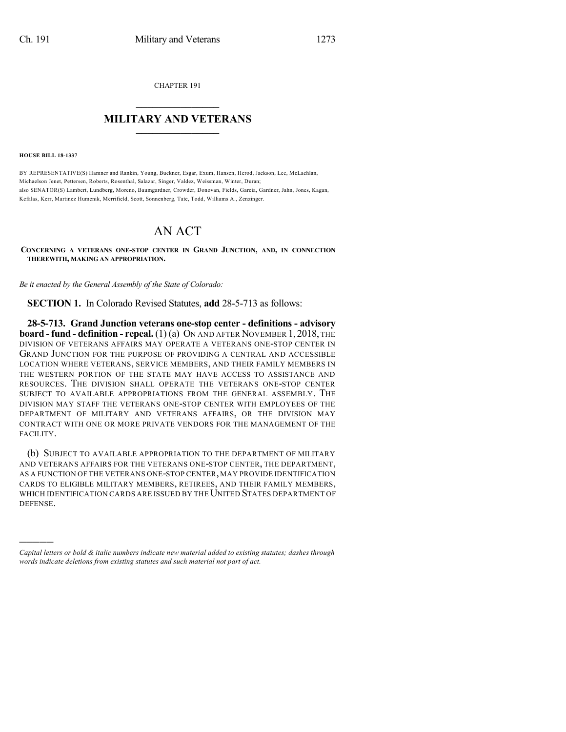CHAPTER 191

# MILITARY AND VETERANS

**HOUSE BILL 18-1337**

BY REPRESENTATIVE(S) Hamner and Rankin, Young, Buckner, Esgar, Exum, Hansen, Herod, Jackson, Lee, McLachlan, Michaelson Jenet, Pettersen, Roberts, Rosenthal, Salazar, Singer, Valdez, Weissman, Winter, Duran;
also SENATOR(S) Lambert, Lundberg, Moreno, Baumgardner, Crowder, Donovan, Fields, Garcia, Gardner, Jahn, Jones, Kagan, Kefalas, Kerr, Martinez Humenik, Merrifield, Scott, Sonnenberg, Tate, Todd, Williams A., Zenzinger.

# AN ACT

**CONCERNING A VETERANS ONE-STOP CENTER IN GRAND JUNCTION, AND, IN CONNECTION THEREWITH, MAKING AN APPROPRIATION.**

*Be it enacted by the General Assembly of the State of Colorado:*

**SECTION 1.** In Colorado Revised Statutes, **add** 28-5-713 as follows:

**28-5-713. Grand Junction veterans one-stop center - definitions - advisory board - fund - definition - repeal.** (1) (a) ON AND AFTER NOVEMBER 1, 2018, THE DIVISION OF VETERANS AFFAIRS MAY OPERATE A VETERANS ONE-STOP CENTER IN GRAND JUNCTION FOR THE PURPOSE OF PROVIDING A CENTRAL AND ACCESSIBLE LOCATION WHERE VETERANS, SERVICE MEMBERS, AND THEIR FAMILY MEMBERS IN THE WESTERN PORTION OF THE STATE MAY HAVE ACCESS TO ASSISTANCE AND RESOURCES. THE DIVISION SHALL OPERATE THE VETERANS ONE-STOP CENTER SUBJECT TO AVAILABLE APPROPRIATIONS FROM THE GENERAL ASSEMBLY. THE DIVISION MAY STAFF THE VETERANS ONE-STOP CENTER WITH EMPLOYEES OF THE DEPARTMENT OF MILITARY AND VETERANS AFFAIRS, OR THE DIVISION MAY CONTRACT WITH ONE OR MORE PRIVATE VENDORS FOR THE MANAGEMENT OF THE FACILITY.

(b) SUBJECT TO AVAILABLE APPROPRIATION TO THE DEPARTMENT OF MILITARY AND VETERANS AFFAIRS FOR THE VETERANS ONE-STOP CENTER, THE DEPARTMENT, AS A FUNCTION OF THE VETERANS ONE-STOP CENTER, MAY PROVIDE IDENTIFICATION CARDS TO ELIGIBLE MILITARY MEMBERS, RETIREES, AND THEIR FAMILY MEMBERS, WHICH IDENTIFICATION CARDS ARE ISSUED BY THE UNITED STATES DEPARTMENT OF DEFENSE.

---

*Capital letters or bold & italic numbers indicate new material added to existing statutes; dashes through words indicate deletions from existing statutes and such material not part of act.*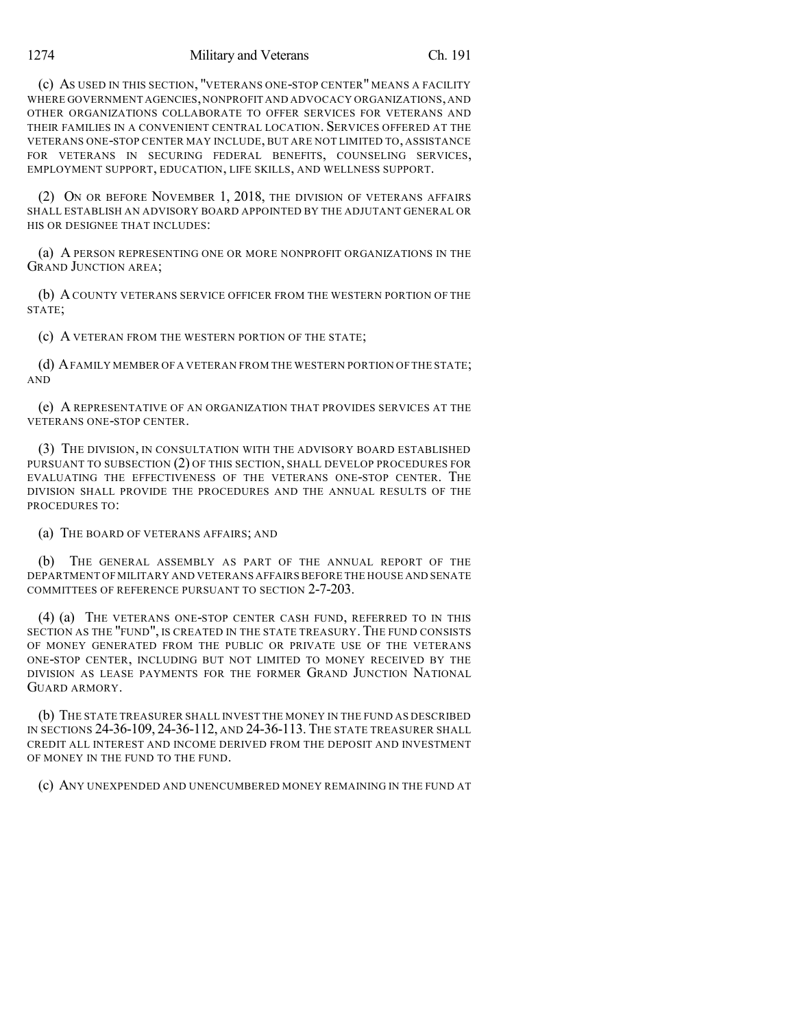(c) AS USED IN THIS SECTION, "VETERANS ONE-STOP CENTER" MEANS A FACILITY WHERE GOVERNMENT AGENCIES, NONPROFIT AND ADVOCACY ORGANIZATIONS, AND OTHER ORGANIZATIONS COLLABORATE TO OFFER SERVICES FOR VETERANS AND THEIR FAMILIES IN A CONVENIENT CENTRAL LOCATION. SERVICES OFFERED AT THE VETERANS ONE-STOP CENTER MAY INCLUDE, BUT ARE NOT LIMITED TO, ASSISTANCE FOR VETERANS IN SECURING FEDERAL BENEFITS, COUNSELING SERVICES, EMPLOYMENT SUPPORT, EDUCATION, LIFE SKILLS, AND WELLNESS SUPPORT.

(2) ON OR BEFORE NOVEMBER 1, 2018, THE DIVISION OF VETERANS AFFAIRS SHALL ESTABLISH AN ADVISORY BOARD APPOINTED BY THE ADJUTANT GENERAL OR HIS OR DESIGNEE THAT INCLUDES:

(a) A PERSON REPRESENTING ONE OR MORE NONPROFIT ORGANIZATIONS IN THE GRAND JUNCTION AREA;

(b) A COUNTY VETERANS SERVICE OFFICER FROM THE WESTERN PORTION OF THE STATE;

(c) A VETERAN FROM THE WESTERN PORTION OF THE STATE;

(d) A FAMILY MEMBER OF A VETERAN FROM THE WESTERN PORTION OF THE STATE; AND

(e) A REPRESENTATIVE OF AN ORGANIZATION THAT PROVIDES SERVICES AT THE VETERANS ONE-STOP CENTER.

(3) THE DIVISION, IN CONSULTATION WITH THE ADVISORY BOARD ESTABLISHED PURSUANT TO SUBSECTION (2) OF THIS SECTION, SHALL DEVELOP PROCEDURES FOR EVALUATING THE EFFECTIVENESS OF THE VETERANS ONE-STOP CENTER. THE DIVISION SHALL PROVIDE THE PROCEDURES AND THE ANNUAL RESULTS OF THE PROCEDURES TO:

(a) THE BOARD OF VETERANS AFFAIRS; AND

(b) THE GENERAL ASSEMBLY AS PART OF THE ANNUAL REPORT OF THE DEPARTMENT OF MILITARY AND VETERANS AFFAIRS BEFORE THE HOUSE AND SENATE COMMITTEES OF REFERENCE PURSUANT TO SECTION 2-7-203.

(4) (a) THE VETERANS ONE-STOP CENTER CASH FUND, REFERRED TO IN THIS SECTION AS THE "FUND", IS CREATED IN THE STATE TREASURY. THE FUND CONSISTS OF MONEY GENERATED FROM THE PUBLIC OR PRIVATE USE OF THE VETERANS ONE-STOP CENTER, INCLUDING BUT NOT LIMITED TO MONEY RECEIVED BY THE DIVISION AS LEASE PAYMENTS FOR THE FORMER GRAND JUNCTION NATIONAL GUARD ARMORY.

(b) THE STATE TREASURER SHALL INVEST THE MONEY IN THE FUND AS DESCRIBED IN SECTIONS 24-36-109, 24-36-112, AND 24-36-113. THE STATE TREASURER SHALL CREDIT ALL INTEREST AND INCOME DERIVED FROM THE DEPOSIT AND INVESTMENT OF MONEY IN THE FUND TO THE FUND.

(c) ANY UNEXPENDED AND UNENCUMBERED MONEY REMAINING IN THE FUND AT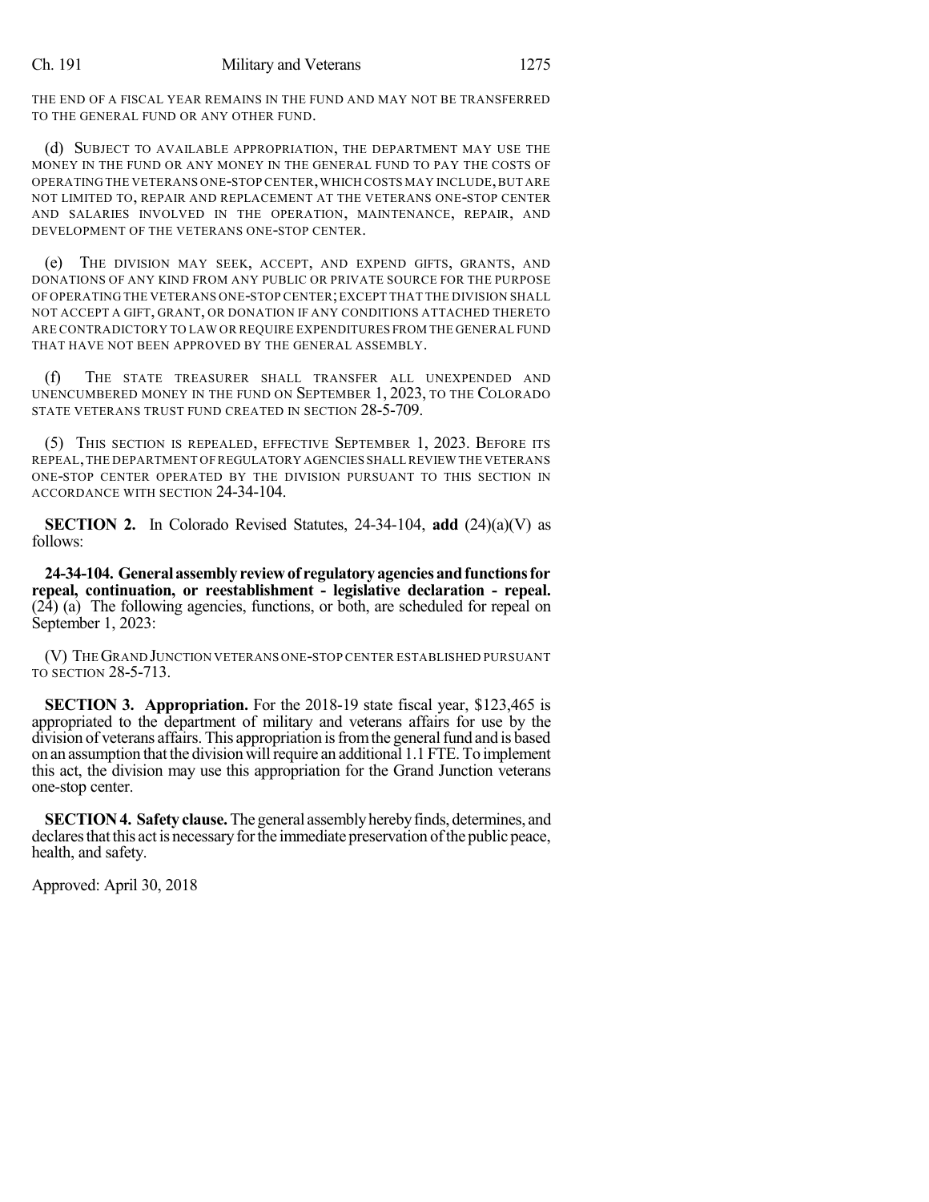THE END OF A FISCAL YEAR REMAINS IN THE FUND AND MAY NOT BE TRANSFERRED TO THE GENERAL FUND OR ANY OTHER FUND.

(d) SUBJECT TO AVAILABLE APPROPRIATION, THE DEPARTMENT MAY USE THE MONEY IN THE FUND OR ANY MONEY IN THE GENERAL FUND TO PAY THE COSTS OF OPERATING THE VETERANS ONE-STOP CENTER, WHICH COSTS MAY INCLUDE, BUT ARE NOT LIMITED TO, REPAIR AND REPLACEMENT AT THE VETERANS ONE-STOP CENTER AND SALARIES INVOLVED IN THE OPERATION, MAINTENANCE, REPAIR, AND DEVELOPMENT OF THE VETERANS ONE-STOP CENTER.

(e) THE DIVISION MAY SEEK, ACCEPT, AND EXPEND GIFTS, GRANTS, AND DONATIONS OF ANY KIND FROM ANY PUBLIC OR PRIVATE SOURCE FOR THE PURPOSE OF OPERATING THE VETERANS ONE-STOP CENTER; EXCEPT THAT THE DIVISION SHALL NOT ACCEPT A GIFT, GRANT, OR DONATION IF ANY CONDITIONS ATTACHED THERETO ARE CONTRADICTORY TO LAW OR REQUIRE EXPENDITURES FROM THE GENERAL FUND THAT HAVE NOT BEEN APPROVED BY THE GENERAL ASSEMBLY.

(f) THE STATE TREASURER SHALL TRANSFER ALL UNEXPENDED AND UNENCUMBERED MONEY IN THE FUND ON SEPTEMBER 1, 2023, TO THE COLORADO STATE VETERANS TRUST FUND CREATED IN SECTION 28-5-709.

(5) THIS SECTION IS REPEALED, EFFECTIVE SEPTEMBER 1, 2023. BEFORE ITS REPEAL, THE DEPARTMENT OF REGULATORY AGENCIES SHALL REVIEW THE VETERANS ONE-STOP CENTER OPERATED BY THE DIVISION PURSUANT TO THIS SECTION IN ACCORDANCE WITH SECTION 24-34-104.

**SECTION 2.** In Colorado Revised Statutes, 24-34-104, **add** (24)(a)(V) as follows:

**24-34-104. General assembly review of regulatory agencies and functions for repeal, continuation, or reestablishment - legislative declaration - repeal.** (24) (a) The following agencies, functions, or both, are scheduled for repeal on September 1, 2023:

(V) THE GRAND JUNCTION VETERANS ONE-STOP CENTER ESTABLISHED PURSUANT TO SECTION 28-5-713.

**SECTION 3. Appropriation.** For the 2018-19 state fiscal year, $123,465 is appropriated to the department of military and veterans affairs for use by the division of veterans affairs. This appropriation is from the general fund and is based on an assumption that the division will require an additional 1.1 FTE. To implement this act, the division may use this appropriation for the Grand Junction veterans one-stop center.

**SECTION 4. Safety clause.** The general assembly hereby finds, determines, and declares that this act is necessary for the immediate preservation of the public peace, health, and safety.

Approved: April 30, 2018